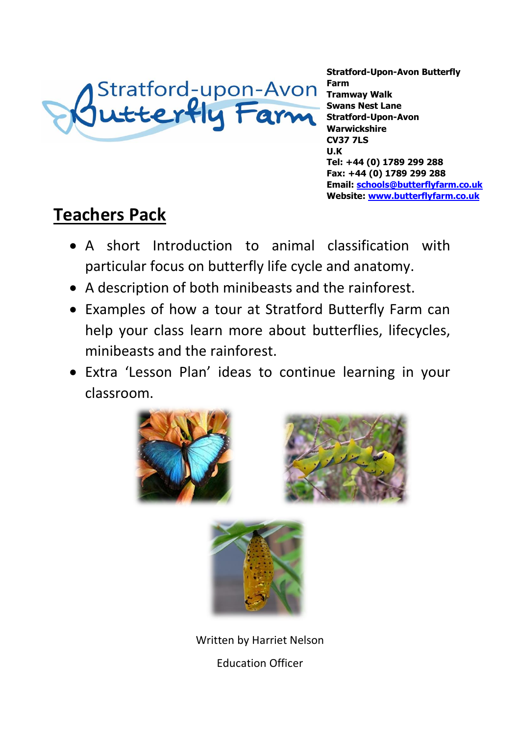**Stratford-Upon-Avon Butterfly Farm**
**Tramway Walk**
**Swans Nest Lane**
**Stratford-Upon-Avon**
**Warwickshire**
**CV37 7LS**
**U.K**
**Tel: +44 (0) 1789 299 288**
**Fax: +44 (0) 1789 299 288**
**Email: schools@butterflyfarm.co.uk**
**Website: www.butterflyfarm.co.uk**

# Teachers Pack

- A short Introduction to animal classification with particular focus on butterfly life cycle and anatomy.
- A description of both minibeasts and the rainforest.
- Examples of how a tour at Stratford Butterfly Farm can help your class learn more about butterflies, lifecycles, minibeasts and the rainforest.
- Extra 'Lesson Plan' ideas to continue learning in your classroom.

Written by Harriet Nelson

Education Officer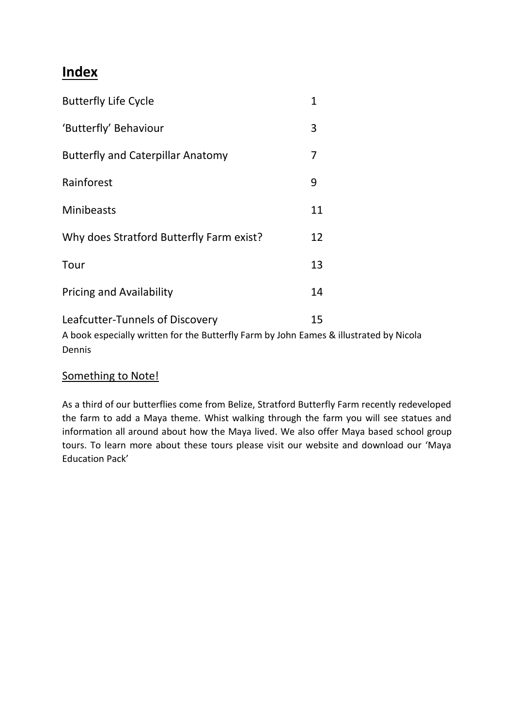# Index

| | |
|---|---|
| Butterfly Life Cycle | 1 |
| 'Butterfly' Behaviour | 3 |
| Butterfly and Caterpillar Anatomy | 7 |
| Rainforest | 9 |
| Minibeasts | 11 |
| Why does Stratford Butterfly Farm exist? | 12 |
| Tour | 13 |
| Pricing and Availability | 14 |
| Leafcutter-Tunnels of Discovery | 15 |

A book especially written for the Butterfly Farm by John Eames & illustrated by Nicola Dennis

## Something to Note!

As a third of our butterflies come from Belize, Stratford Butterfly Farm recently redeveloped the farm to add a Maya theme. Whist walking through the farm you will see statues and information all around about how the Maya lived. We also offer Maya based school group tours. To learn more about these tours please visit our website and download our 'Maya Education Pack'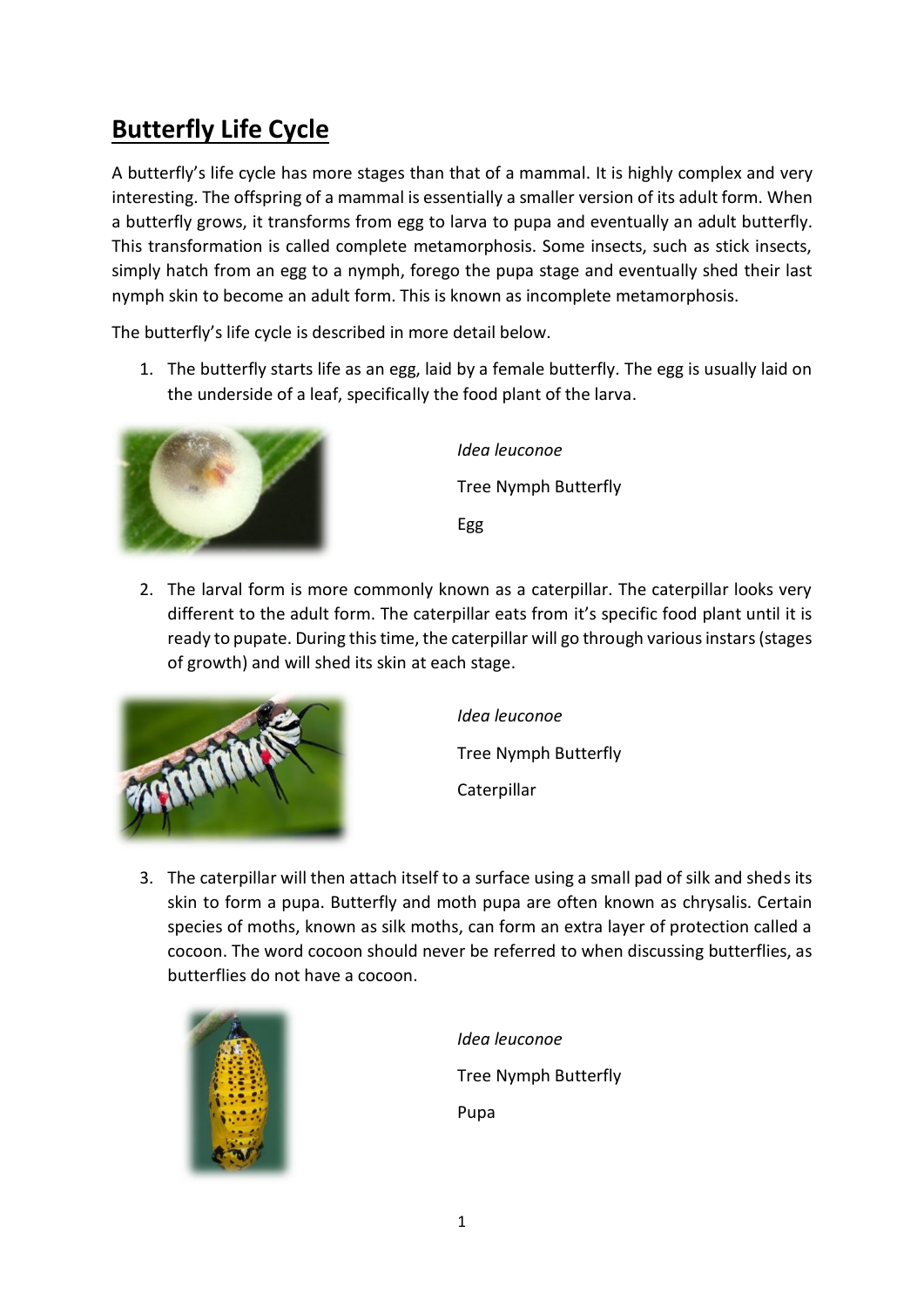# Butterfly Life Cycle

A butterfly's life cycle has more stages than that of a mammal. It is highly complex and very interesting. The offspring of a mammal is essentially a smaller version of its adult form. When a butterfly grows, it transforms from egg to larva to pupa and eventually an adult butterfly. This transformation is called complete metamorphosis. Some insects, such as stick insects, simply hatch from an egg to a nymph, forego the pupa stage and eventually shed their last nymph skin to become an adult form. This is known as incomplete metamorphosis.

The butterfly's life cycle is described in more detail below.

1. The butterfly starts life as an egg, laid by a female butterfly. The egg is usually laid on the underside of a leaf, specifically the food plant of the larva.

*Idea leuconoe*

Tree Nymph Butterfly

Egg

2. The larval form is more commonly known as a caterpillar. The caterpillar looks very different to the adult form. The caterpillar eats from it's specific food plant until it is ready to pupate. During this time, the caterpillar will go through various instars (stages of growth) and will shed its skin at each stage.

*Idea leuconoe*

Tree Nymph Butterfly

Caterpillar

3. The caterpillar will then attach itself to a surface using a small pad of silk and sheds its skin to form a pupa. Butterfly and moth pupa are often known as chrysalis. Certain species of moths, known as silk moths, can form an extra layer of protection called a cocoon. The word cocoon should never be referred to when discussing butterflies, as butterflies do not have a cocoon.

*Idea leuconoe*

Tree Nymph Butterfly

Pupa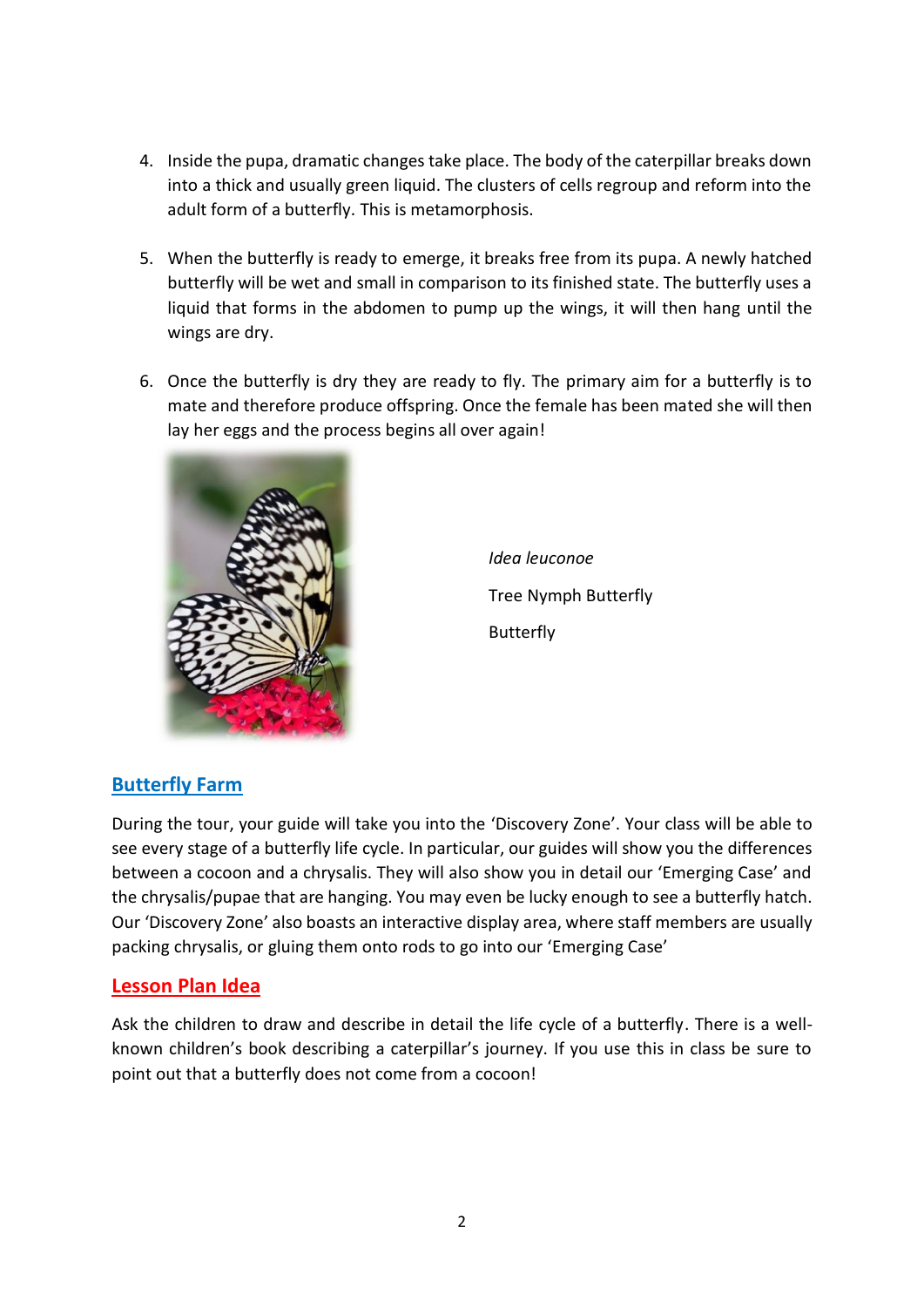4. Inside the pupa, dramatic changes take place. The body of the caterpillar breaks down into a thick and usually green liquid. The clusters of cells regroup and reform into the adult form of a butterfly. This is metamorphosis.

5. When the butterfly is ready to emerge, it breaks free from its pupa. A newly hatched butterfly will be wet and small in comparison to its finished state. The butterfly uses a liquid that forms in the abdomen to pump up the wings, it will then hang until the wings are dry.

6. Once the butterfly is dry they are ready to fly. The primary aim for a butterfly is to mate and therefore produce offspring. Once the female has been mated she will then lay her eggs and the process begins all over again!

*Idea leuconoe*

Tree Nymph Butterfly

Butterfly

## Butterfly Farm

During the tour, your guide will take you into the 'Discovery Zone'. Your class will be able to see every stage of a butterfly life cycle. In particular, our guides will show you the differences between a cocoon and a chrysalis. They will also show you in detail our 'Emerging Case' and the chrysalis/pupae that are hanging. You may even be lucky enough to see a butterfly hatch. Our 'Discovery Zone' also boasts an interactive display area, where staff members are usually packing chrysalis, or gluing them onto rods to go into our 'Emerging Case'

## Lesson Plan Idea

Ask the children to draw and describe in detail the life cycle of a butterfly. There is a well-known children's book describing a caterpillar's journey. If you use this in class be sure to point out that a butterfly does not come from a cocoon!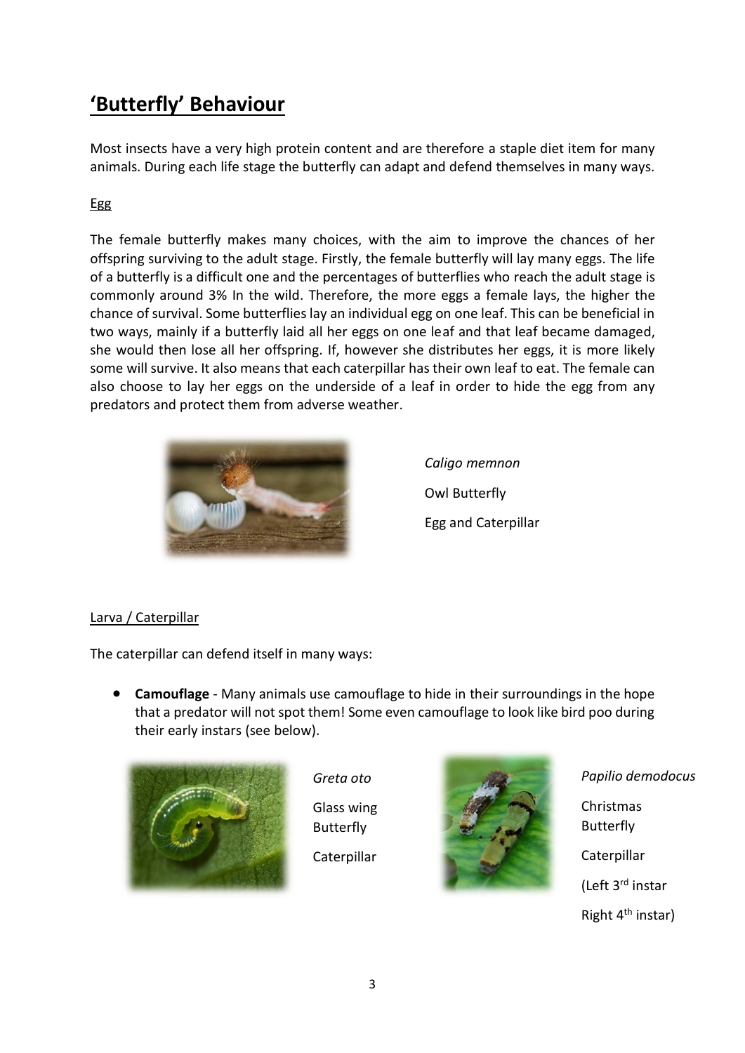# 'Butterfly' Behaviour

Most insects have a very high protein content and are therefore a staple diet item for many animals. During each life stage the butterfly can adapt and defend themselves in many ways.

## Egg

The female butterfly makes many choices, with the aim to improve the chances of her offspring surviving to the adult stage. Firstly, the female butterfly will lay many eggs. The life of a butterfly is a difficult one and the percentages of butterflies who reach the adult stage is commonly around 3% In the wild. Therefore, the more eggs a female lays, the higher the chance of survival. Some butterflies lay an individual egg on one leaf. This can be beneficial in two ways, mainly if a butterfly laid all her eggs on one leaf and that leaf became damaged, she would then lose all her offspring. If, however she distributes her eggs, it is more likely some will survive. It also means that each caterpillar has their own leaf to eat. The female can also choose to lay her eggs on the underside of a leaf in order to hide the egg from any predators and protect them from adverse weather.

*Caligo memnon*

Owl Butterfly

Egg and Caterpillar

## Larva / Caterpillar

The caterpillar can defend itself in many ways:

- **Camouflage** - Many animals use camouflage to hide in their surroundings in the hope that a predator will not spot them! Some even camouflage to look like bird poo during their early instars (see below).

*Greta oto*

Glass wing Butterfly

Caterpillar

*Papilio demodocus*

Christmas Butterfly

Caterpillar

(Left 3rd instar

Right 4th instar)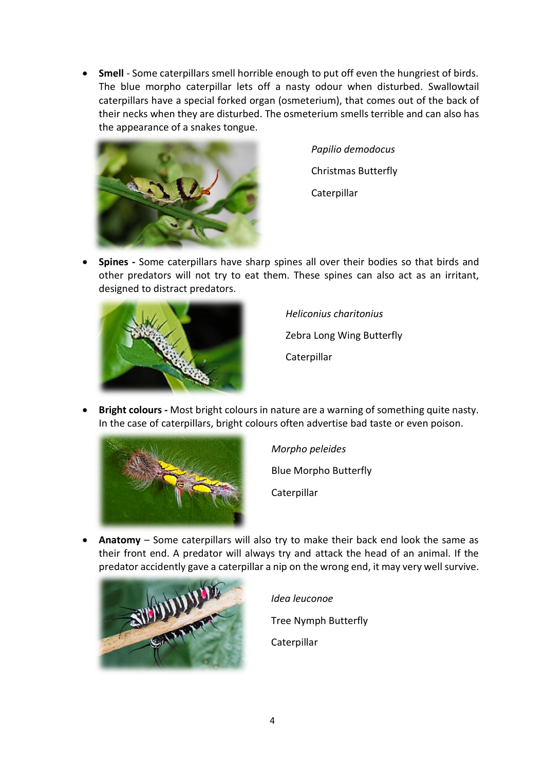- **Smell** - Some caterpillars smell horrible enough to put off even the hungriest of birds. The blue morpho caterpillar lets off a nasty odour when disturbed. Swallowtail caterpillars have a special forked organ (osmeterium), that comes out of the back of their necks when they are disturbed. The osmeterium smells terrible and can also has the appearance of a snakes tongue.

*Papilio demodocus*

Christmas Butterfly

Caterpillar

- **Spines -** Some caterpillars have sharp spines all over their bodies so that birds and other predators will not try to eat them. These spines can also act as an irritant, designed to distract predators.

*Heliconius charitonius*

Zebra Long Wing Butterfly

Caterpillar

- **Bright colours -** Most bright colours in nature are a warning of something quite nasty. In the case of caterpillars, bright colours often advertise bad taste or even poison.

*Morpho peleides*

Blue Morpho Butterfly

Caterpillar

- **Anatomy** – Some caterpillars will also try to make their back end look the same as their front end. A predator will always try and attack the head of an animal. If the predator accidently gave a caterpillar a nip on the wrong end, it may very well survive.

*Idea leuconoe*

Tree Nymph Butterfly

Caterpillar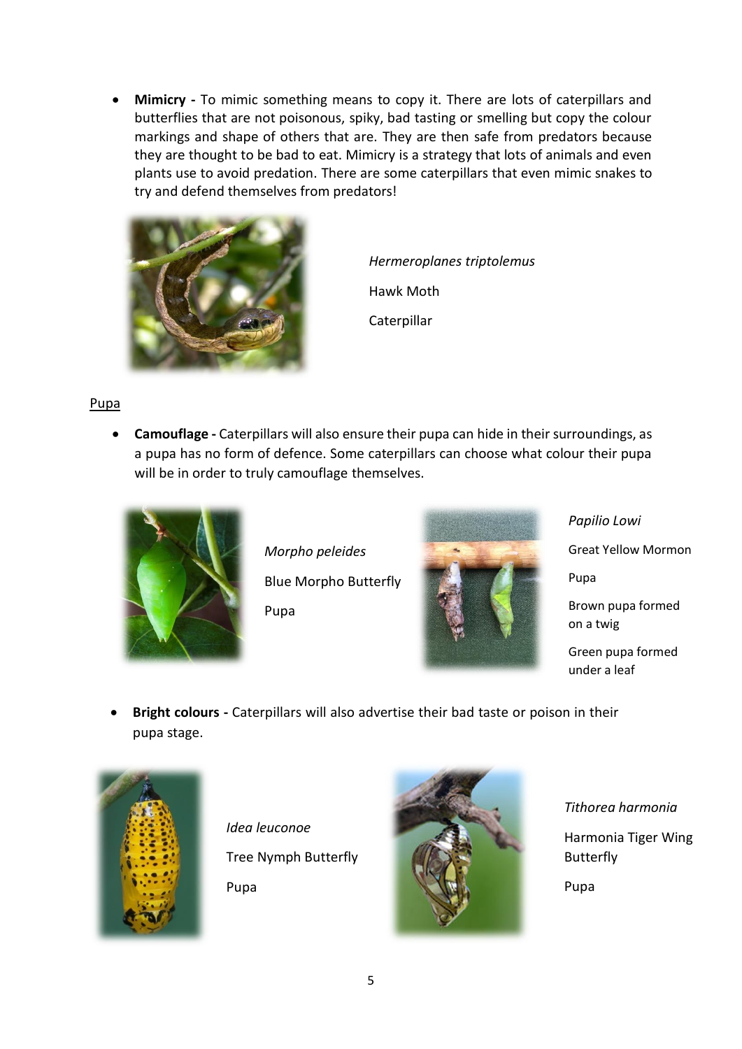- **Mimicry -** To mimic something means to copy it. There are lots of caterpillars and butterflies that are not poisonous, spiky, bad tasting or smelling but copy the colour markings and shape of others that are. They are then safe from predators because they are thought to be bad to eat. Mimicry is a strategy that lots of animals and even plants use to avoid predation. There are some caterpillars that even mimic snakes to try and defend themselves from predators!

*Hermeroplanes triptolemus*

Hawk Moth

Caterpillar

<u>Pupa</u>

- **Camouflage -** Caterpillars will also ensure their pupa can hide in their surroundings, as a pupa has no form of defence. Some caterpillars can choose what colour their pupa will be in order to truly camouflage themselves.

*Morpho peleides*

Blue Morpho Butterfly

Pupa

*Papilio Lowi*

Great Yellow Mormon

Pupa

Brown pupa formed on a twig

Green pupa formed under a leaf

- **Bright colours -** Caterpillars will also advertise their bad taste or poison in their pupa stage.

*Idea leuconoe*

Tree Nymph Butterfly

Pupa

*Tithorea harmonia*

Harmonia Tiger Wing Butterfly

Pupa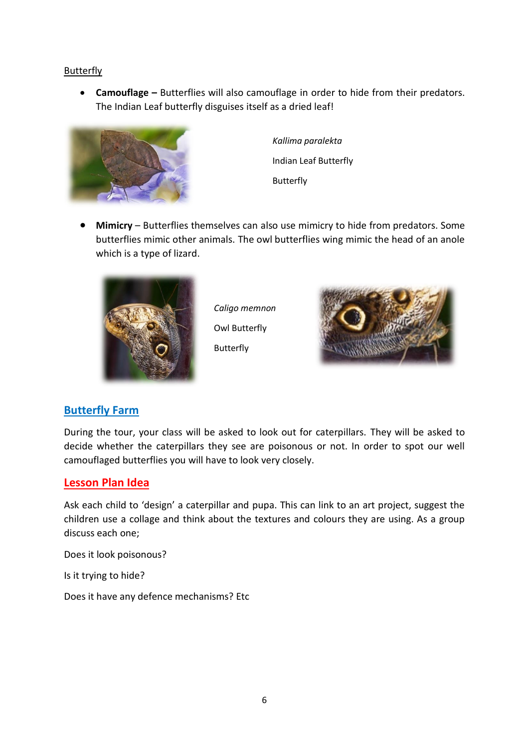Butterfly

- **Camouflage –** Butterflies will also camouflage in order to hide from their predators. The Indian Leaf butterfly disguises itself as a dried leaf!

*Kallima paralekta*

Indian Leaf Butterfly

Butterfly

- **Mimicry** – Butterflies themselves can also use mimicry to hide from predators. Some butterflies mimic other animals. The owl butterflies wing mimic the head of an anole which is a type of lizard.

*Caligo memnon*

Owl Butterfly

Butterfly

## Butterfly Farm

During the tour, your class will be asked to look out for caterpillars. They will be asked to decide whether the caterpillars they see are poisonous or not. In order to spot our well camouflaged butterflies you will have to look very closely.

## Lesson Plan Idea

Ask each child to 'design' a caterpillar and pupa. This can link to an art project, suggest the children use a collage and think about the textures and colours they are using. As a group discuss each one;

Does it look poisonous?

Is it trying to hide?

Does it have any defence mechanisms? Etc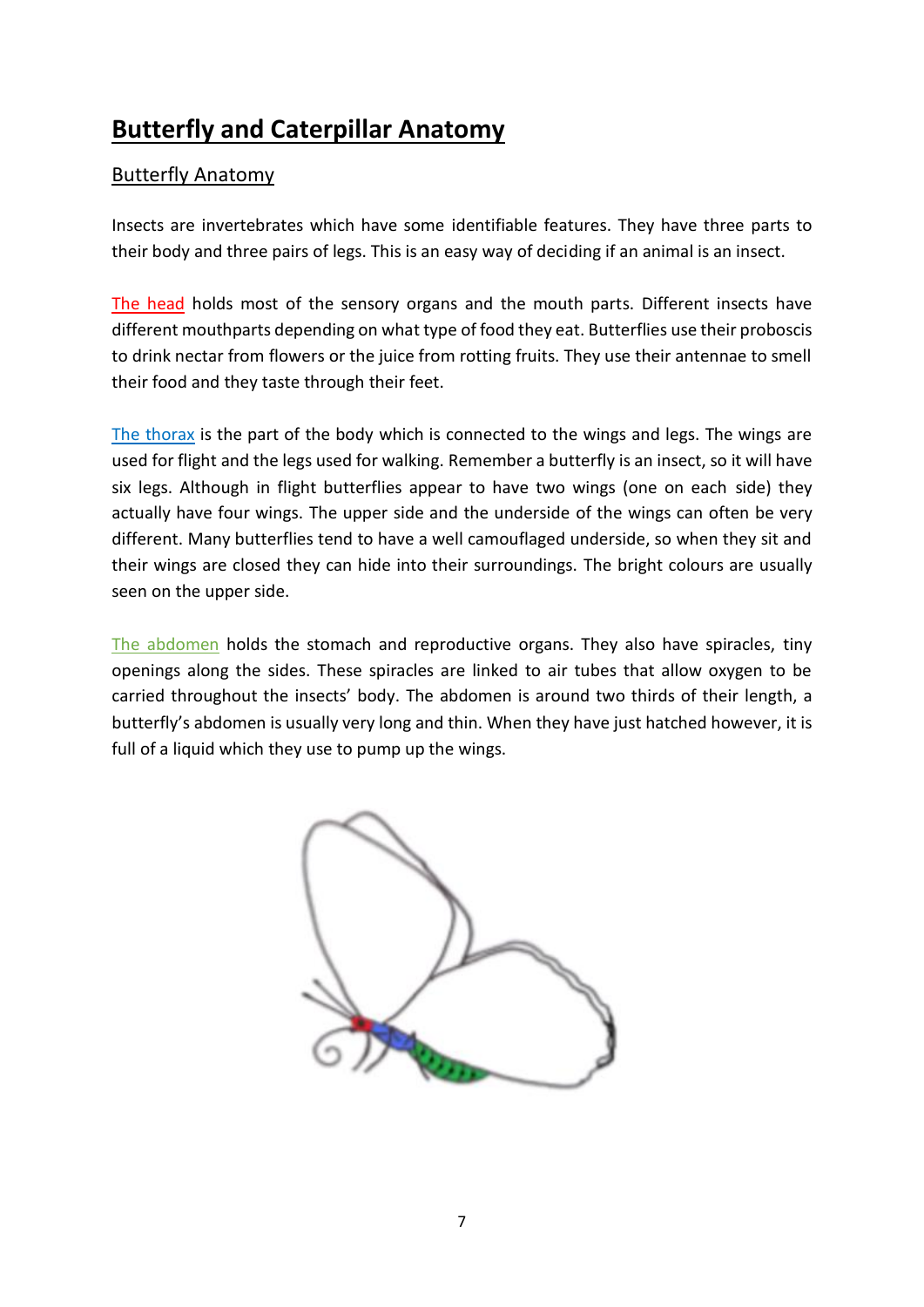# Butterfly and Caterpillar Anatomy

## Butterfly Anatomy

Insects are invertebrates which have some identifiable features. They have three parts to their body and three pairs of legs. This is an easy way of deciding if an animal is an insect.

The head holds most of the sensory organs and the mouth parts. Different insects have different mouthparts depending on what type of food they eat. Butterflies use their proboscis to drink nectar from flowers or the juice from rotting fruits. They use their antennae to smell their food and they taste through their feet.

The thorax is the part of the body which is connected to the wings and legs. The wings are used for flight and the legs used for walking. Remember a butterfly is an insect, so it will have six legs. Although in flight butterflies appear to have two wings (one on each side) they actually have four wings. The upper side and the underside of the wings can often be very different. Many butterflies tend to have a well camouflaged underside, so when they sit and their wings are closed they can hide into their surroundings. The bright colours are usually seen on the upper side.

The abdomen holds the stomach and reproductive organs. They also have spiracles, tiny openings along the sides. These spiracles are linked to air tubes that allow oxygen to be carried throughout the insects' body. The abdomen is around two thirds of their length, a butterfly's abdomen is usually very long and thin. When they have just hatched however, it is full of a liquid which they use to pump up the wings.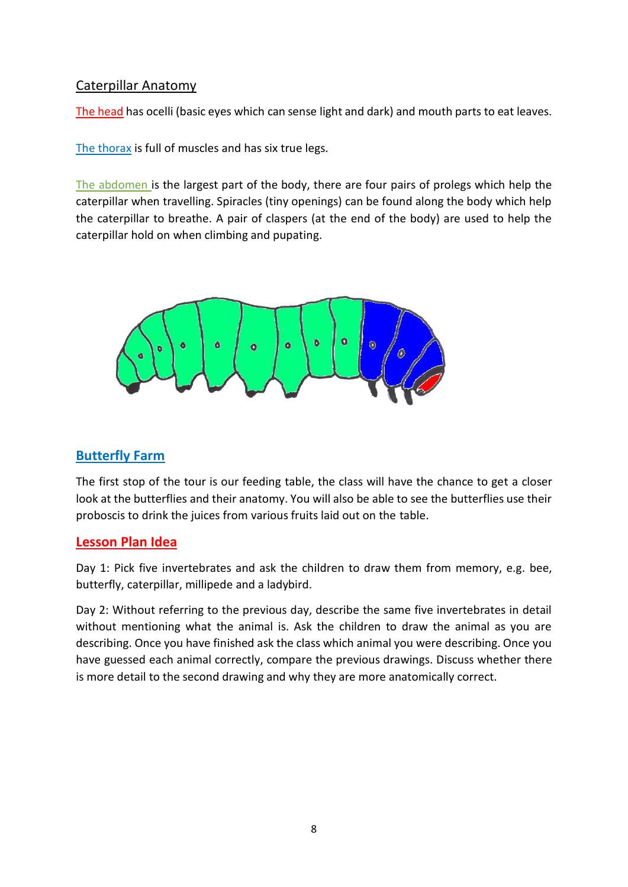## Caterpillar Anatomy

The head has ocelli (basic eyes which can sense light and dark) and mouth parts to eat leaves.

The thorax is full of muscles and has six true legs.

The abdomen is the largest part of the body, there are four pairs of prolegs which help the caterpillar when travelling. Spiracles (tiny openings) can be found along the body which help the caterpillar to breathe. A pair of claspers (at the end of the body) are used to help the caterpillar hold on when climbing and pupating.

## Butterfly Farm

The first stop of the tour is our feeding table, the class will have the chance to get a closer look at the butterflies and their anatomy. You will also be able to see the butterflies use their proboscis to drink the juices from various fruits laid out on the table.

## Lesson Plan Idea

Day 1: Pick five invertebrates and ask the children to draw them from memory, e.g. bee, butterfly, caterpillar, millipede and a ladybird.

Day 2: Without referring to the previous day, describe the same five invertebrates in detail without mentioning what the animal is. Ask the children to draw the animal as you are describing. Once you have finished ask the class which animal you were describing. Once you have guessed each animal correctly, compare the previous drawings. Discuss whether there is more detail to the second drawing and why they are more anatomically correct.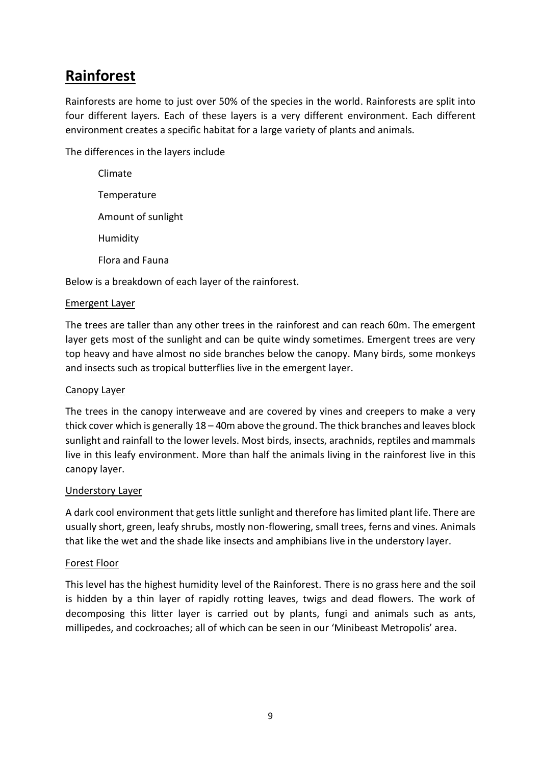# Rainforest

Rainforests are home to just over 50% of the species in the world. Rainforests are split into four different layers. Each of these layers is a very different environment. Each different environment creates a specific habitat for a large variety of plants and animals.

The differences in the layers include

- Climate
- Temperature
- Amount of sunlight
- Humidity
- Flora and Fauna

Below is a breakdown of each layer of the rainforest.

## Emergent Layer

The trees are taller than any other trees in the rainforest and can reach 60m. The emergent layer gets most of the sunlight and can be quite windy sometimes. Emergent trees are very top heavy and have almost no side branches below the canopy. Many birds, some monkeys and insects such as tropical butterflies live in the emergent layer.

## Canopy Layer

The trees in the canopy interweave and are covered by vines and creepers to make a very thick cover which is generally 18 – 40m above the ground. The thick branches and leaves block sunlight and rainfall to the lower levels. Most birds, insects, arachnids, reptiles and mammals live in this leafy environment. More than half the animals living in the rainforest live in this canopy layer.

## Understory Layer

A dark cool environment that gets little sunlight and therefore has limited plant life. There are usually short, green, leafy shrubs, mostly non-flowering, small trees, ferns and vines. Animals that like the wet and the shade like insects and amphibians live in the understory layer.

## Forest Floor

This level has the highest humidity level of the Rainforest. There is no grass here and the soil is hidden by a thin layer of rapidly rotting leaves, twigs and dead flowers. The work of decomposing this litter layer is carried out by plants, fungi and animals such as ants, millipedes, and cockroaches; all of which can be seen in our 'Minibeast Metropolis' area.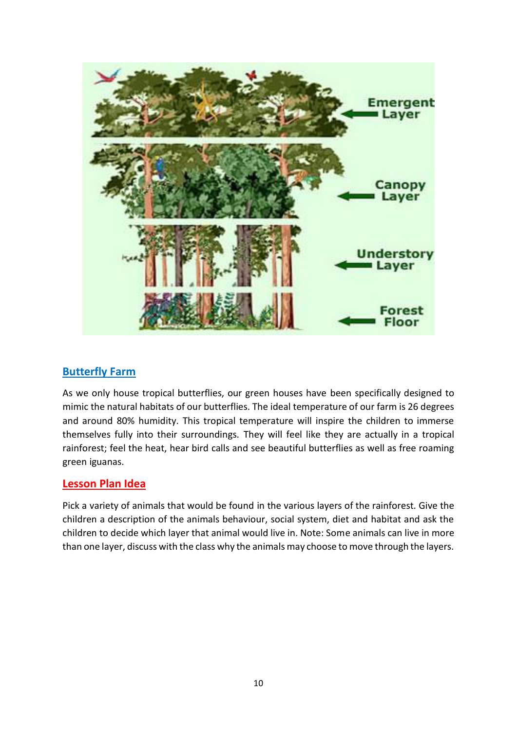## Butterfly Farm

As we only house tropical butterflies, our green houses have been specifically designed to mimic the natural habitats of our butterflies. The ideal temperature of our farm is 26 degrees and around 80% humidity. This tropical temperature will inspire the children to immerse themselves fully into their surroundings. They will feel like they are actually in a tropical rainforest; feel the heat, hear bird calls and see beautiful butterflies as well as free roaming green iguanas.

## Lesson Plan Idea

Pick a variety of animals that would be found in the various layers of the rainforest. Give the children a description of the animals behaviour, social system, diet and habitat and ask the children to decide which layer that animal would live in. Note: Some animals can live in more than one layer, discuss with the class why the animals may choose to move through the layers.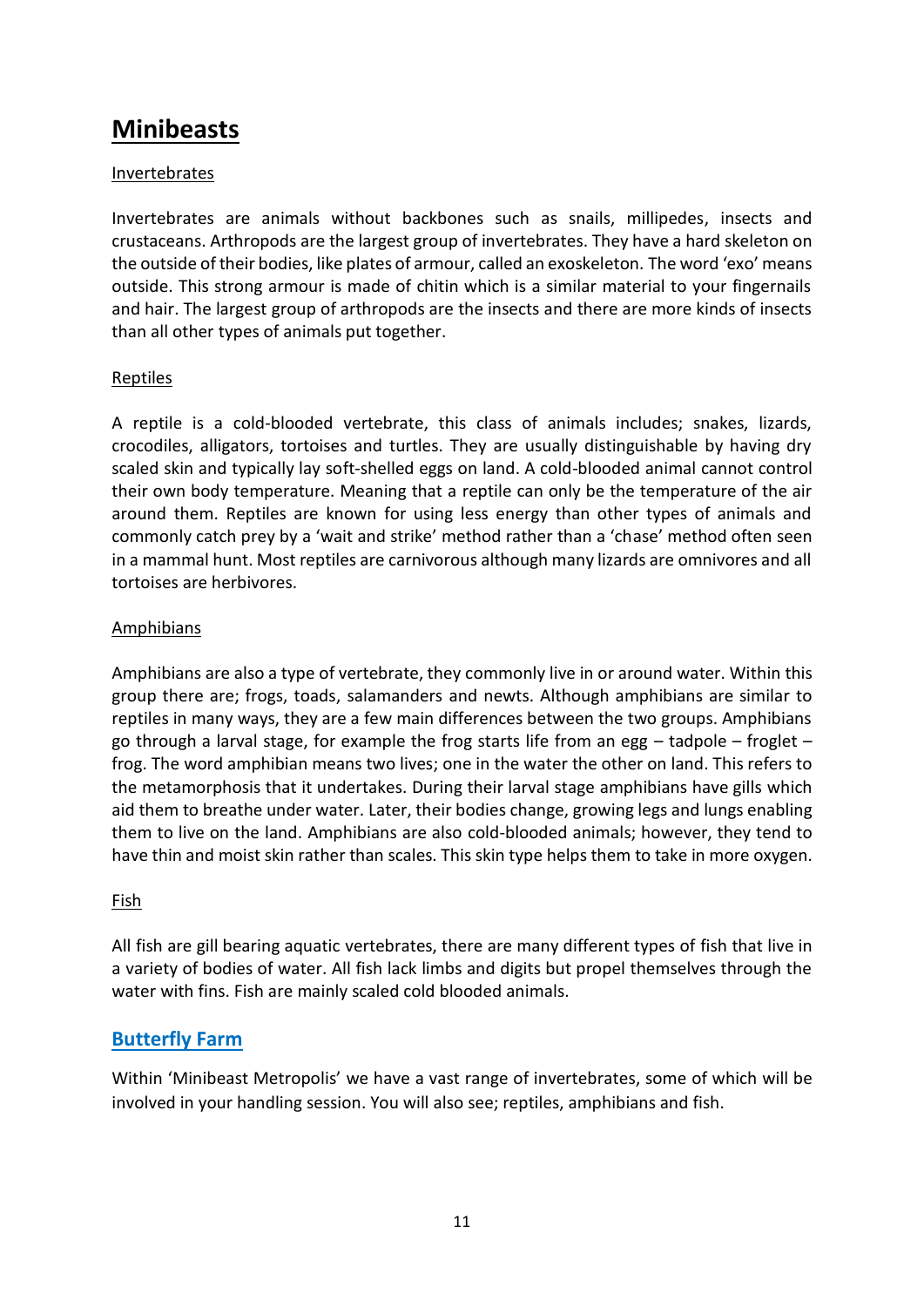# Minibeasts

## Invertebrates

Invertebrates are animals without backbones such as snails, millipedes, insects and crustaceans. Arthropods are the largest group of invertebrates. They have a hard skeleton on the outside of their bodies, like plates of armour, called an exoskeleton. The word 'exo' means outside. This strong armour is made of chitin which is a similar material to your fingernails and hair. The largest group of arthropods are the insects and there are more kinds of insects than all other types of animals put together.

## Reptiles

A reptile is a cold-blooded vertebrate, this class of animals includes; snakes, lizards, crocodiles, alligators, tortoises and turtles. They are usually distinguishable by having dry scaled skin and typically lay soft-shelled eggs on land. A cold-blooded animal cannot control their own body temperature. Meaning that a reptile can only be the temperature of the air around them. Reptiles are known for using less energy than other types of animals and commonly catch prey by a 'wait and strike' method rather than a 'chase' method often seen in a mammal hunt. Most reptiles are carnivorous although many lizards are omnivores and all tortoises are herbivores.

## Amphibians

Amphibians are also a type of vertebrate, they commonly live in or around water. Within this group there are; frogs, toads, salamanders and newts. Although amphibians are similar to reptiles in many ways, they are a few main differences between the two groups. Amphibians go through a larval stage, for example the frog starts life from an egg – tadpole – froglet – frog. The word amphibian means two lives; one in the water the other on land. This refers to the metamorphosis that it undertakes. During their larval stage amphibians have gills which aid them to breathe under water. Later, their bodies change, growing legs and lungs enabling them to live on the land. Amphibians are also cold-blooded animals; however, they tend to have thin and moist skin rather than scales. This skin type helps them to take in more oxygen.

## Fish

All fish are gill bearing aquatic vertebrates, there are many different types of fish that live in a variety of bodies of water. All fish lack limbs and digits but propel themselves through the water with fins. Fish are mainly scaled cold blooded animals.

## Butterfly Farm

Within 'Minibeast Metropolis' we have a vast range of invertebrates, some of which will be involved in your handling session. You will also see; reptiles, amphibians and fish.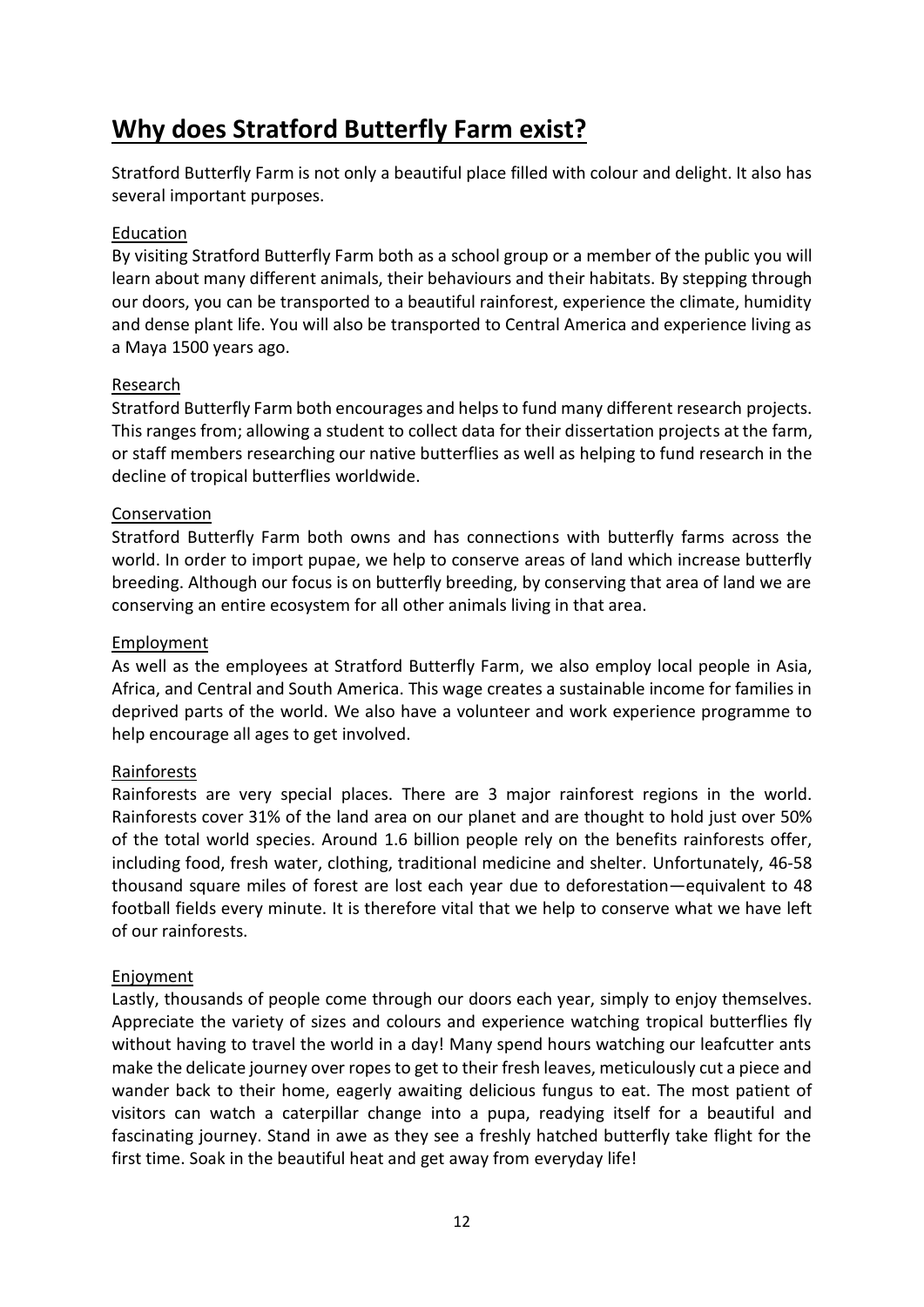# Why does Stratford Butterfly Farm exist?

Stratford Butterfly Farm is not only a beautiful place filled with colour and delight. It also has several important purposes.

## Education

By visiting Stratford Butterfly Farm both as a school group or a member of the public you will learn about many different animals, their behaviours and their habitats. By stepping through our doors, you can be transported to a beautiful rainforest, experience the climate, humidity and dense plant life. You will also be transported to Central America and experience living as a Maya 1500 years ago.

## Research

Stratford Butterfly Farm both encourages and helps to fund many different research projects. This ranges from; allowing a student to collect data for their dissertation projects at the farm, or staff members researching our native butterflies as well as helping to fund research in the decline of tropical butterflies worldwide.

## Conservation

Stratford Butterfly Farm both owns and has connections with butterfly farms across the world. In order to import pupae, we help to conserve areas of land which increase butterfly breeding. Although our focus is on butterfly breeding, by conserving that area of land we are conserving an entire ecosystem for all other animals living in that area.

## Employment

As well as the employees at Stratford Butterfly Farm, we also employ local people in Asia, Africa, and Central and South America. This wage creates a sustainable income for families in deprived parts of the world. We also have a volunteer and work experience programme to help encourage all ages to get involved.

## Rainforests

Rainforests are very special places. There are 3 major rainforest regions in the world. Rainforests cover 31% of the land area on our planet and are thought to hold just over 50% of the total world species. Around 1.6 billion people rely on the benefits rainforests offer, including food, fresh water, clothing, traditional medicine and shelter. Unfortunately, 46-58 thousand square miles of forest are lost each year due to deforestation—equivalent to 48 football fields every minute. It is therefore vital that we help to conserve what we have left of our rainforests.

## Enjoyment

Lastly, thousands of people come through our doors each year, simply to enjoy themselves. Appreciate the variety of sizes and colours and experience watching tropical butterflies fly without having to travel the world in a day! Many spend hours watching our leafcutter ants make the delicate journey over ropes to get to their fresh leaves, meticulously cut a piece and wander back to their home, eagerly awaiting delicious fungus to eat. The most patient of visitors can watch a caterpillar change into a pupa, readying itself for a beautiful and fascinating journey. Stand in awe as they see a freshly hatched butterfly take flight for the first time. Soak in the beautiful heat and get away from everyday life!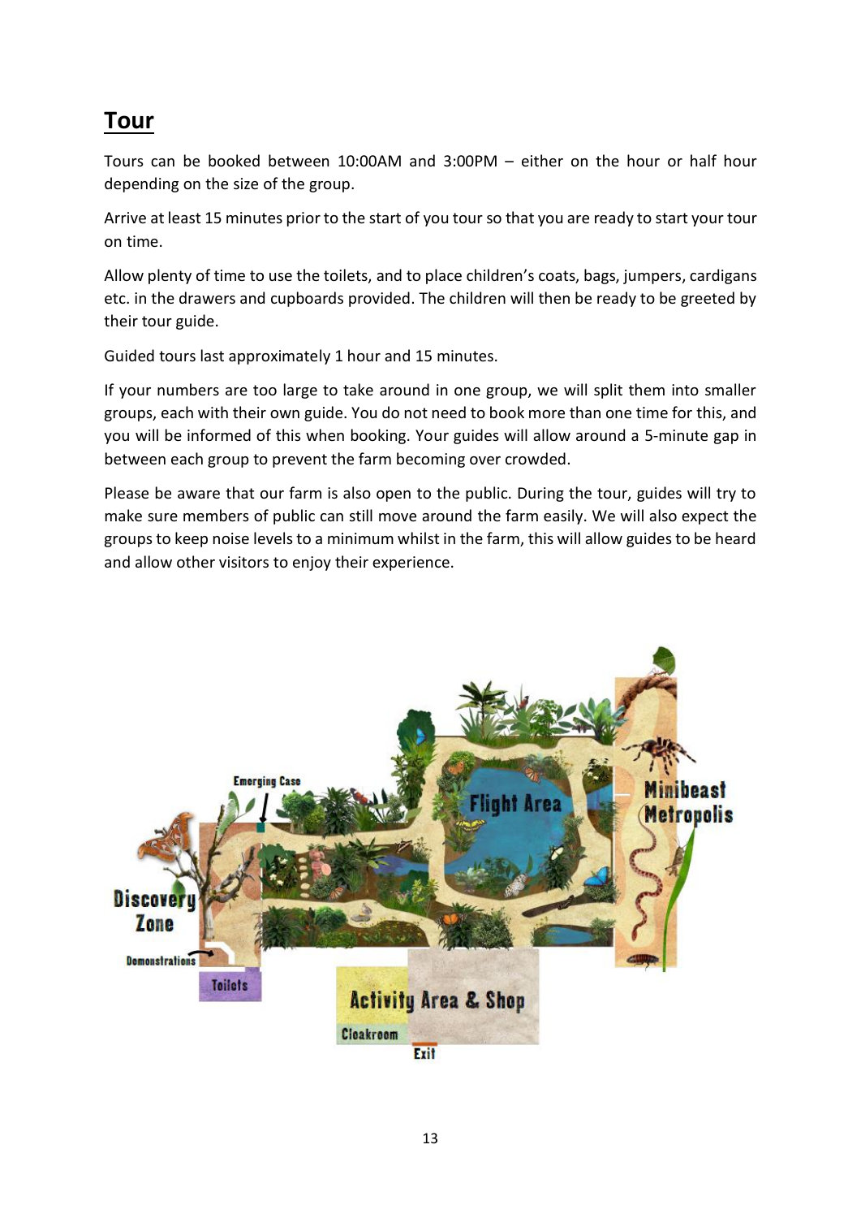## Tour

Tours can be booked between 10:00AM and 3:00PM – either on the hour or half hour depending on the size of the group.

Arrive at least 15 minutes prior to the start of you tour so that you are ready to start your tour on time.

Allow plenty of time to use the toilets, and to place children's coats, bags, jumpers, cardigans etc. in the drawers and cupboards provided. The children will then be ready to be greeted by their tour guide.

Guided tours last approximately 1 hour and 15 minutes.

If your numbers are too large to take around in one group, we will split them into smaller groups, each with their own guide. You do not need to book more than one time for this, and you will be informed of this when booking. Your guides will allow around a 5-minute gap in between each group to prevent the farm becoming over crowded.

Please be aware that our farm is also open to the public. During the tour, guides will try to make sure members of public can still move around the farm easily. We will also expect the groups to keep noise levels to a minimum whilst in the farm, this will allow guides to be heard and allow other visitors to enjoy their experience.

Emerging Case

Flight Area

Minibeast Metropolis

Discovery Zone

Demonstrations

Toilets

Activity Area & Shop

Cloakroom

Exit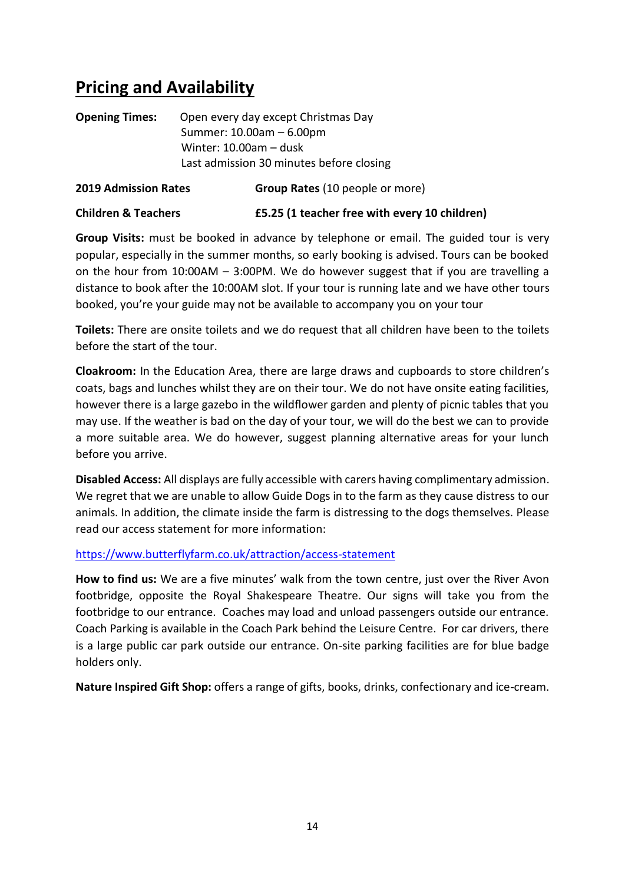## Pricing and Availability

**Opening Times:** Open every day except Christmas Day
Summer: 10.00am – 6.00pm
Winter: 10.00am – dusk
Last admission 30 minutes before closing

| **2019 Admission Rates** | **Group Rates** (10 people or more) |
|---|---|
| **Children & Teachers** | **£5.25 (1 teacher free with every 10 children)** |

**Group Visits:** must be booked in advance by telephone or email. The guided tour is very popular, especially in the summer months, so early booking is advised. Tours can be booked on the hour from 10:00AM – 3:00PM. We do however suggest that if you are travelling a distance to book after the 10:00AM slot. If your tour is running late and we have other tours booked, you're your guide may not be available to accompany you on your tour

**Toilets:** There are onsite toilets and we do request that all children have been to the toilets before the start of the tour.

**Cloakroom:** In the Education Area, there are large draws and cupboards to store children's coats, bags and lunches whilst they are on their tour. We do not have onsite eating facilities, however there is a large gazebo in the wildflower garden and plenty of picnic tables that you may use. If the weather is bad on the day of your tour, we will do the best we can to provide a more suitable area. We do however, suggest planning alternative areas for your lunch before you arrive.

**Disabled Access:** All displays are fully accessible with carers having complimentary admission. We regret that we are unable to allow Guide Dogs in to the farm as they cause distress to our animals. In addition, the climate inside the farm is distressing to the dogs themselves. Please read our access statement for more information:

https://www.butterflyfarm.co.uk/attraction/access-statement

**How to find us:** We are a five minutes' walk from the town centre, just over the River Avon footbridge, opposite the Royal Shakespeare Theatre. Our signs will take you from the footbridge to our entrance. Coaches may load and unload passengers outside our entrance. Coach Parking is available in the Coach Park behind the Leisure Centre. For car drivers, there is a large public car park outside our entrance. On-site parking facilities are for blue badge holders only.

**Nature Inspired Gift Shop:** offers a range of gifts, books, drinks, confectionary and ice-cream.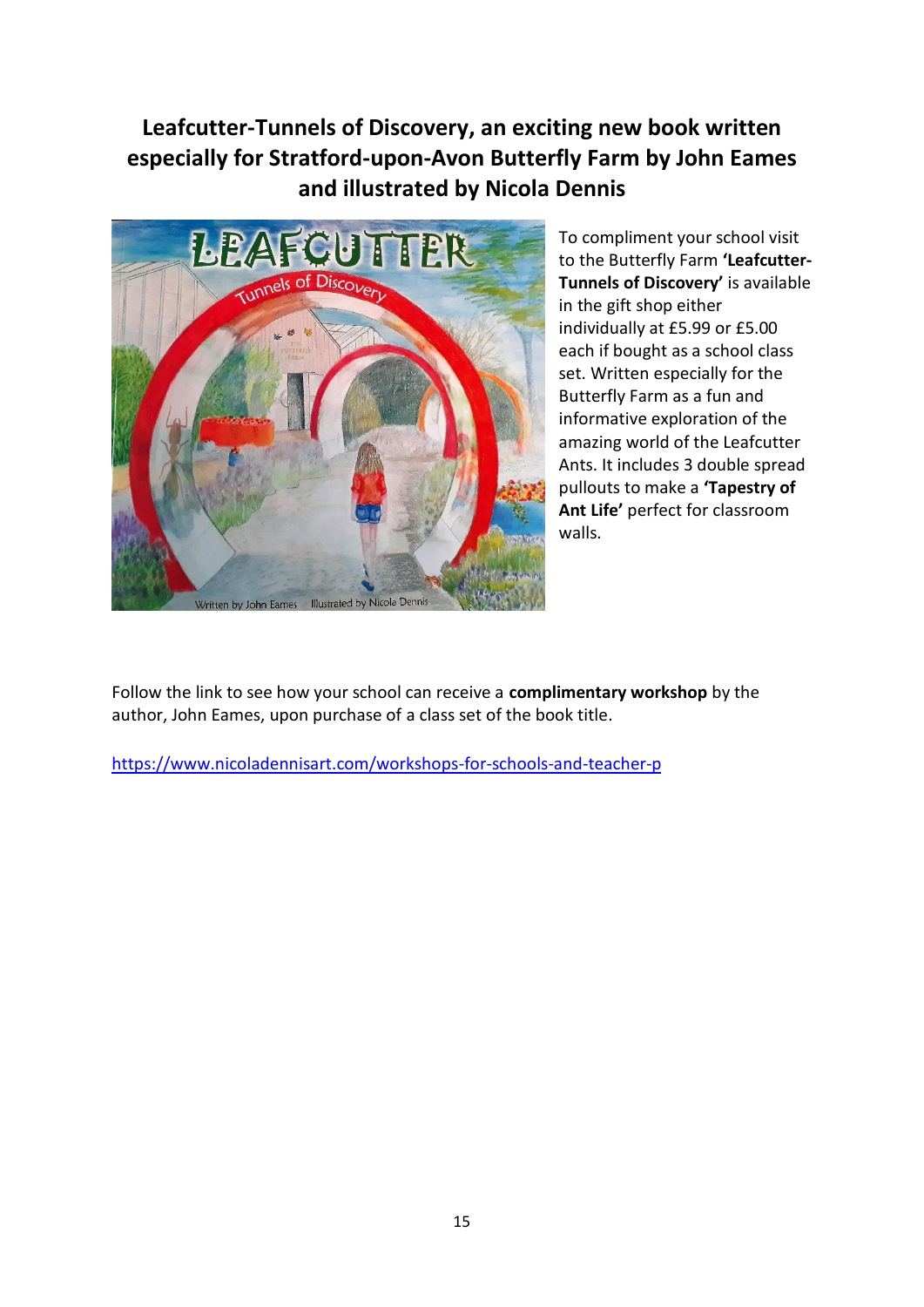**Leafcutter-Tunnels of Discovery, an exciting new book written especially for Stratford-upon-Avon Butterfly Farm by John Eames and illustrated by Nicola Dennis**

To compliment your school visit to the Butterfly Farm **'Leafcutter-Tunnels of Discovery'** is available in the gift shop either individually at £5.99 or £5.00 each if bought as a school class set. Written especially for the Butterfly Farm as a fun and informative exploration of the amazing world of the Leafcutter Ants. It includes 3 double spread pullouts to make a **'Tapestry of Ant Life'** perfect for classroom walls.

Follow the link to see how your school can receive a **complimentary workshop** by the author, John Eames, upon purchase of a class set of the book title.

https://www.nicoladennisart.com/workshops-for-schools-and-teacher-p